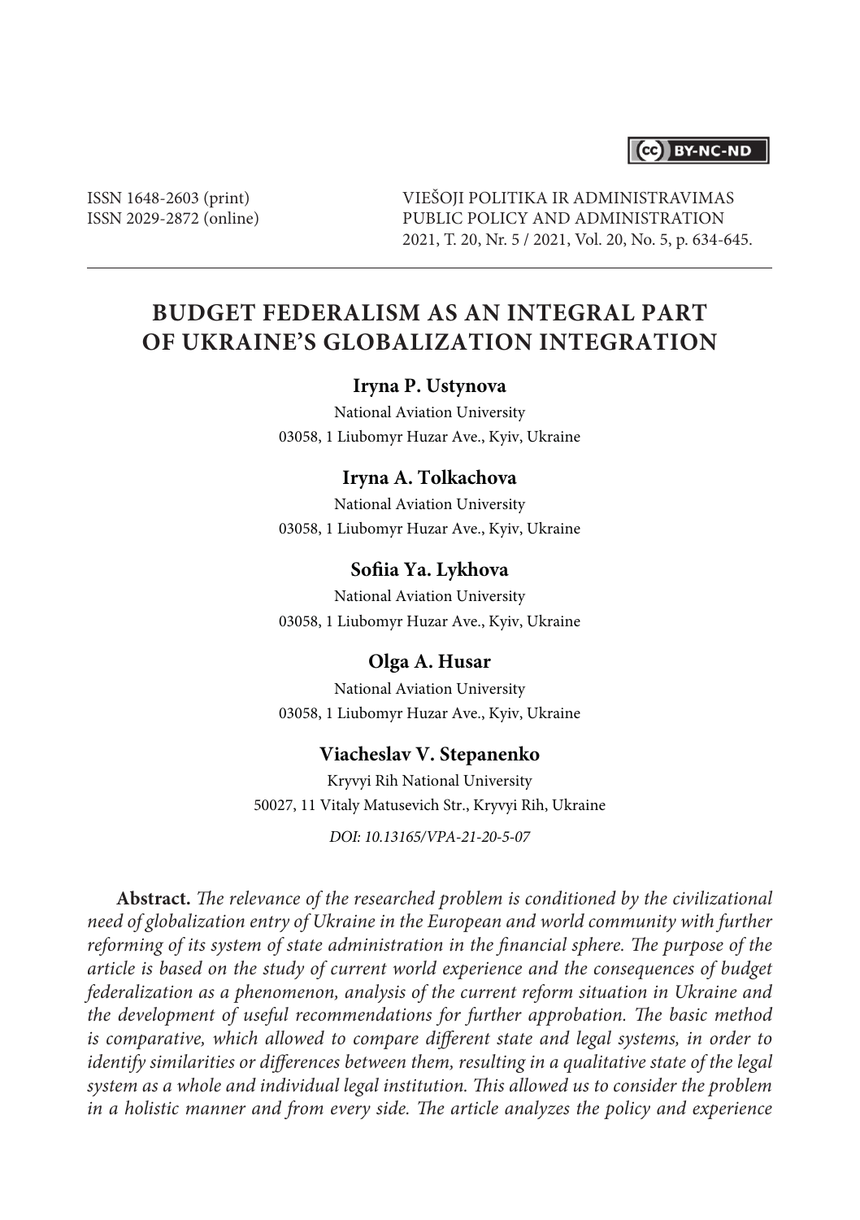ISSN 1648-2603 (print)
ISSN 2029-2872 (online)

VIEŠOJI POLITIKA IR ADMINISTRAVIMAS
PUBLIC POLICY AND ADMINISTRATION
2021, T. 20, Nr. 5 / 2021, Vol. 20, No. 5, p. 634-645.

# BUDGET FEDERALISM AS AN INTEGRAL PART OF UKRAINE'S GLOBALIZATION INTEGRATION

**Iryna P. Ustynova**

National Aviation University
03058, 1 Liubomyr Huzar Ave., Kyiv, Ukraine

**Iryna A. Tolkachova**

National Aviation University
03058, 1 Liubomyr Huzar Ave., Kyiv, Ukraine

**Sofiia Ya. Lykhova**

National Aviation University
03058, 1 Liubomyr Huzar Ave., Kyiv, Ukraine

**Olga A. Husar**

National Aviation University
03058, 1 Liubomyr Huzar Ave., Kyiv, Ukraine

**Viacheslav V. Stepanenko**

Kryvyi Rih National University
50027, 11 Vitaly Matusevich Str., Kryvyi Rih, Ukraine

*DOI: 10.13165/VPA-21-20-5-07*

**Abstract.** *The relevance of the researched problem is conditioned by the civilizational need of globalization entry of Ukraine in the European and world community with further reforming of its system of state administration in the financial sphere. The purpose of the article is based on the study of current world experience and the consequences of budget federalization as a phenomenon, analysis of the current reform situation in Ukraine and the development of useful recommendations for further approbation. The basic method is comparative, which allowed to compare different state and legal systems, in order to identify similarities or differences between them, resulting in a qualitative state of the legal system as a whole and individual legal institution. This allowed us to consider the problem in a holistic manner and from every side. The article analyzes the policy and experience*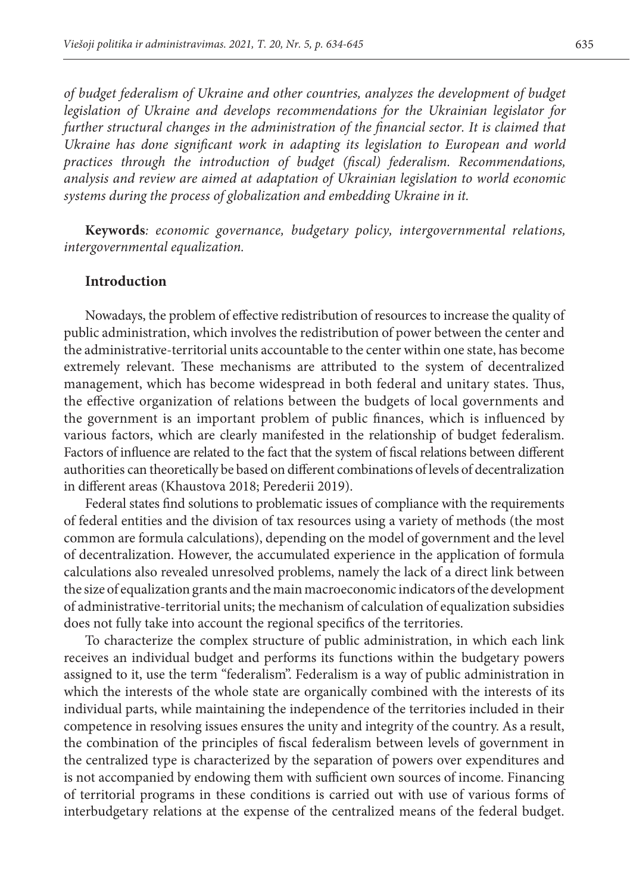*of budget federalism of Ukraine and other countries, analyzes the development of budget legislation of Ukraine and develops recommendations for the Ukrainian legislator for further structural changes in the administration of the financial sector. It is claimed that Ukraine has done significant work in adapting its legislation to European and world practices through the introduction of budget (fiscal) federalism. Recommendations, analysis and review are aimed at adaptation of Ukrainian legislation to world economic systems during the process of globalization and embedding Ukraine in it.*

**Keywords***: economic governance, budgetary policy, intergovernmental relations, intergovernmental equalization.*

## Introduction

Nowadays, the problem of effective redistribution of resources to increase the quality of public administration, which involves the redistribution of power between the center and the administrative-territorial units accountable to the center within one state, has become extremely relevant. These mechanisms are attributed to the system of decentralized management, which has become widespread in both federal and unitary states. Thus, the effective organization of relations between the budgets of local governments and the government is an important problem of public finances, which is influenced by various factors, which are clearly manifested in the relationship of budget federalism. Factors of influence are related to the fact that the system of fiscal relations between different authorities can theoretically be based on different combinations of levels of decentralization in different areas (Khaustova 2018; Perederii 2019).

Federal states find solutions to problematic issues of compliance with the requirements of federal entities and the division of tax resources using a variety of methods (the most common are formula calculations), depending on the model of government and the level of decentralization. However, the accumulated experience in the application of formula calculations also revealed unresolved problems, namely the lack of a direct link between the size of equalization grants and the main macroeconomic indicators of the development of administrative-territorial units; the mechanism of calculation of equalization subsidies does not fully take into account the regional specifics of the territories.

To characterize the complex structure of public administration, in which each link receives an individual budget and performs its functions within the budgetary powers assigned to it, use the term "federalism". Federalism is a way of public administration in which the interests of the whole state are organically combined with the interests of its individual parts, while maintaining the independence of the territories included in their competence in resolving issues ensures the unity and integrity of the country. As a result, the combination of the principles of fiscal federalism between levels of government in the centralized type is characterized by the separation of powers over expenditures and is not accompanied by endowing them with sufficient own sources of income. Financing of territorial programs in these conditions is carried out with use of various forms of interbudgetary relations at the expense of the centralized means of the federal budget.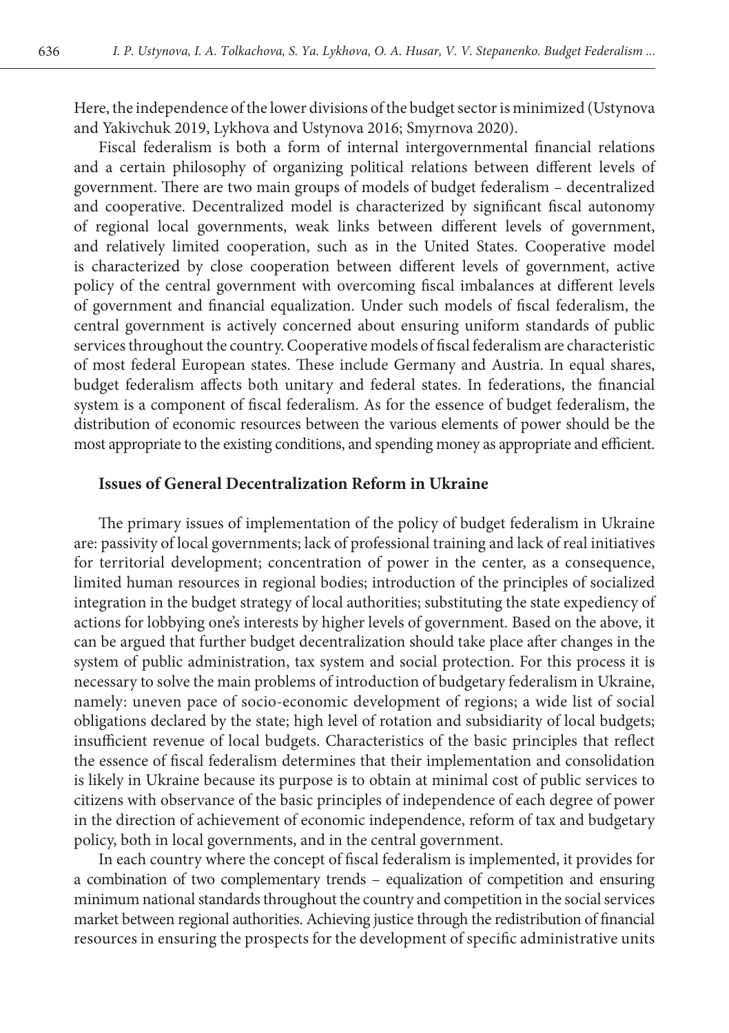Here, the independence of the lower divisions of the budget sector is minimized (Ustynova and Yakivchuk 2019, Lykhova and Ustynova 2016; Smyrnova 2020).

Fiscal federalism is both a form of internal intergovernmental financial relations and a certain philosophy of organizing political relations between different levels of government. There are two main groups of models of budget federalism – decentralized and cooperative. Decentralized model is characterized by significant fiscal autonomy of regional local governments, weak links between different levels of government, and relatively limited cooperation, such as in the United States. Cooperative model is characterized by close cooperation between different levels of government, active policy of the central government with overcoming fiscal imbalances at different levels of government and financial equalization. Under such models of fiscal federalism, the central government is actively concerned about ensuring uniform standards of public services throughout the country. Cooperative models of fiscal federalism are characteristic of most federal European states. These include Germany and Austria. In equal shares, budget federalism affects both unitary and federal states. In federations, the financial system is a component of fiscal federalism. As for the essence of budget federalism, the distribution of economic resources between the various elements of power should be the most appropriate to the existing conditions, and spending money as appropriate and efficient.

## Issues of General Decentralization Reform in Ukraine

The primary issues of implementation of the policy of budget federalism in Ukraine are: passivity of local governments; lack of professional training and lack of real initiatives for territorial development; concentration of power in the center, as a consequence, limited human resources in regional bodies; introduction of the principles of socialized integration in the budget strategy of local authorities; substituting the state expediency of actions for lobbying one's interests by higher levels of government. Based on the above, it can be argued that further budget decentralization should take place after changes in the system of public administration, tax system and social protection. For this process it is necessary to solve the main problems of introduction of budgetary federalism in Ukraine, namely: uneven pace of socio-economic development of regions; a wide list of social obligations declared by the state; high level of rotation and subsidiarity of local budgets; insufficient revenue of local budgets. Characteristics of the basic principles that reflect the essence of fiscal federalism determines that their implementation and consolidation is likely in Ukraine because its purpose is to obtain at minimal cost of public services to citizens with observance of the basic principles of independence of each degree of power in the direction of achievement of economic independence, reform of tax and budgetary policy, both in local governments, and in the central government.

In each country where the concept of fiscal federalism is implemented, it provides for a combination of two complementary trends – equalization of competition and ensuring minimum national standards throughout the country and competition in the social services market between regional authorities. Achieving justice through the redistribution of financial resources in ensuring the prospects for the development of specific administrative units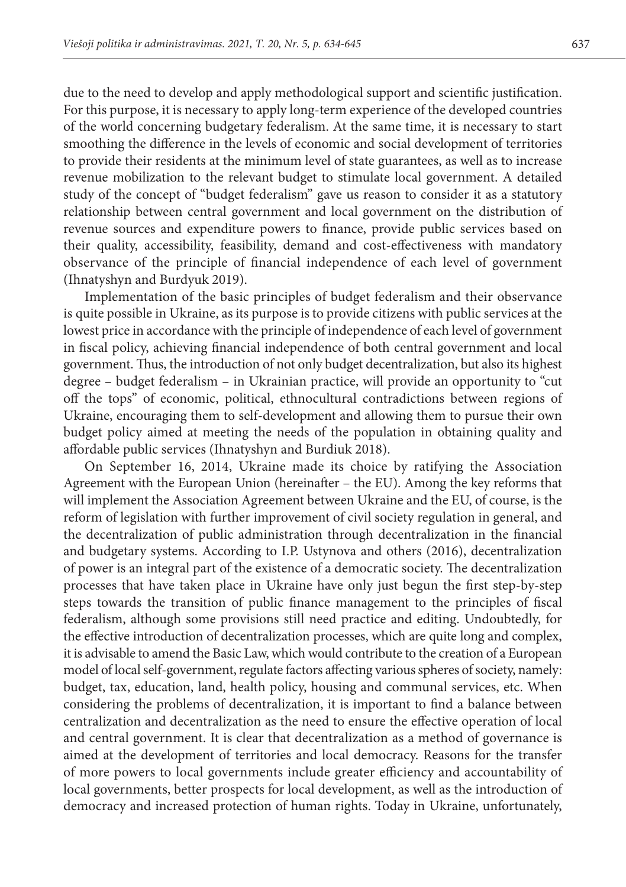due to the need to develop and apply methodological support and scientific justification. For this purpose, it is necessary to apply long-term experience of the developed countries of the world concerning budgetary federalism. At the same time, it is necessary to start smoothing the difference in the levels of economic and social development of territories to provide their residents at the minimum level of state guarantees, as well as to increase revenue mobilization to the relevant budget to stimulate local government. A detailed study of the concept of "budget federalism" gave us reason to consider it as a statutory relationship between central government and local government on the distribution of revenue sources and expenditure powers to finance, provide public services based on their quality, accessibility, feasibility, demand and cost-effectiveness with mandatory observance of the principle of financial independence of each level of government (Ihnatyshyn and Burdyuk 2019).

Implementation of the basic principles of budget federalism and their observance is quite possible in Ukraine, as its purpose is to provide citizens with public services at the lowest price in accordance with the principle of independence of each level of government in fiscal policy, achieving financial independence of both central government and local government. Thus, the introduction of not only budget decentralization, but also its highest degree – budget federalism – in Ukrainian practice, will provide an opportunity to "cut off the tops" of economic, political, ethnocultural contradictions between regions of Ukraine, encouraging them to self-development and allowing them to pursue their own budget policy aimed at meeting the needs of the population in obtaining quality and affordable public services (Ihnatyshyn and Burdiuk 2018).

On September 16, 2014, Ukraine made its choice by ratifying the Association Agreement with the European Union (hereinafter – the EU). Among the key reforms that will implement the Association Agreement between Ukraine and the EU, of course, is the reform of legislation with further improvement of civil society regulation in general, and the decentralization of public administration through decentralization in the financial and budgetary systems. According to I.P. Ustynova and others (2016), decentralization of power is an integral part of the existence of a democratic society. The decentralization processes that have taken place in Ukraine have only just begun the first step-by-step steps towards the transition of public finance management to the principles of fiscal federalism, although some provisions still need practice and editing. Undoubtedly, for the effective introduction of decentralization processes, which are quite long and complex, it is advisable to amend the Basic Law, which would contribute to the creation of a European model of local self-government, regulate factors affecting various spheres of society, namely: budget, tax, education, land, health policy, housing and communal services, etc. When considering the problems of decentralization, it is important to find a balance between centralization and decentralization as the need to ensure the effective operation of local and central government. It is clear that decentralization as a method of governance is aimed at the development of territories and local democracy. Reasons for the transfer of more powers to local governments include greater efficiency and accountability of local governments, better prospects for local development, as well as the introduction of democracy and increased protection of human rights. Today in Ukraine, unfortunately,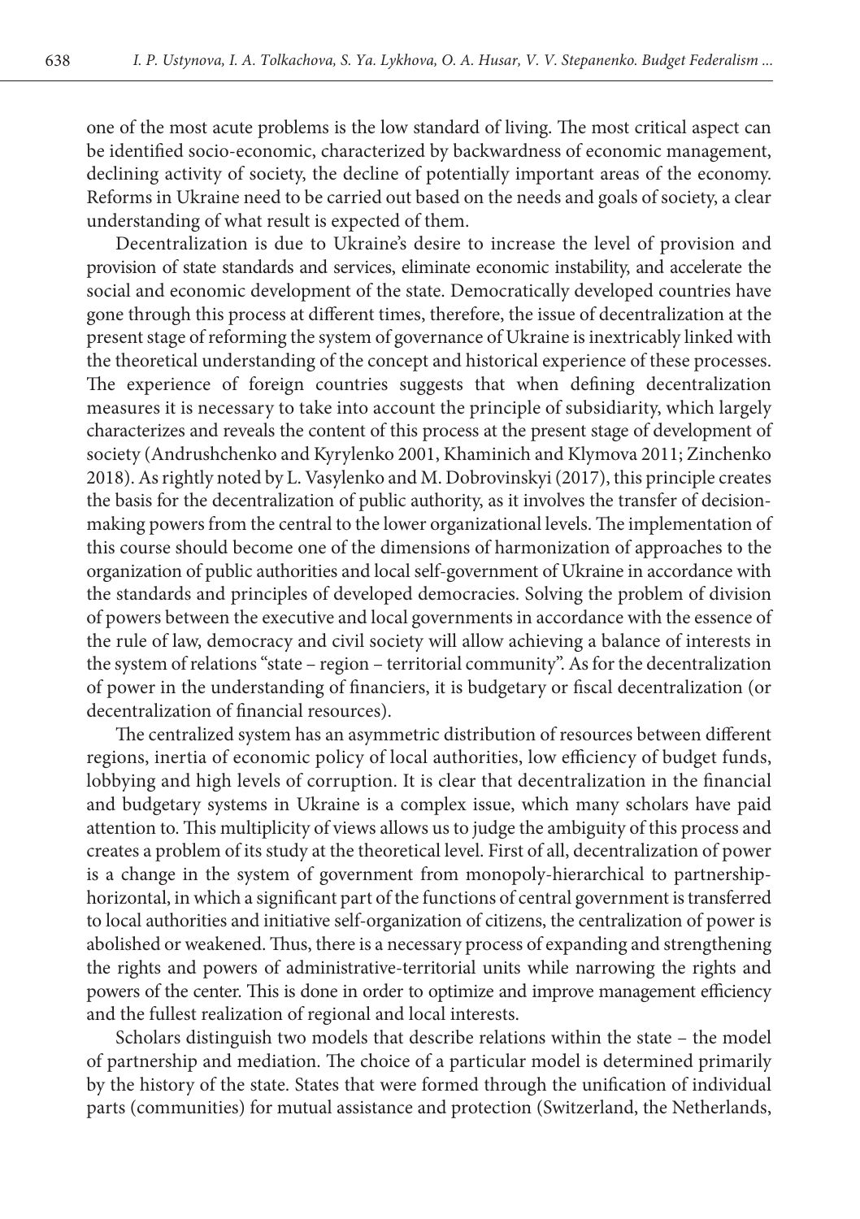one of the most acute problems is the low standard of living. The most critical aspect can be identified socio-economic, characterized by backwardness of economic management, declining activity of society, the decline of potentially important areas of the economy. Reforms in Ukraine need to be carried out based on the needs and goals of society, a clear understanding of what result is expected of them.

Decentralization is due to Ukraine's desire to increase the level of provision and provision of state standards and services, eliminate economic instability, and accelerate the social and economic development of the state. Democratically developed countries have gone through this process at different times, therefore, the issue of decentralization at the present stage of reforming the system of governance of Ukraine is inextricably linked with the theoretical understanding of the concept and historical experience of these processes. The experience of foreign countries suggests that when defining decentralization measures it is necessary to take into account the principle of subsidiarity, which largely characterizes and reveals the content of this process at the present stage of development of society (Andrushchenko and Kyrylenko 2001, Khaminich and Klymova 2011; Zinchenko 2018). As rightly noted by L. Vasylenko and M. Dobrovinskyi (2017), this principle creates the basis for the decentralization of public authority, as it involves the transfer of decision-making powers from the central to the lower organizational levels. The implementation of this course should become one of the dimensions of harmonization of approaches to the organization of public authorities and local self-government of Ukraine in accordance with the standards and principles of developed democracies. Solving the problem of division of powers between the executive and local governments in accordance with the essence of the rule of law, democracy and civil society will allow achieving a balance of interests in the system of relations "state – region – territorial community". As for the decentralization of power in the understanding of financiers, it is budgetary or fiscal decentralization (or decentralization of financial resources).

The centralized system has an asymmetric distribution of resources between different regions, inertia of economic policy of local authorities, low efficiency of budget funds, lobbying and high levels of corruption. It is clear that decentralization in the financial and budgetary systems in Ukraine is a complex issue, which many scholars have paid attention to. This multiplicity of views allows us to judge the ambiguity of this process and creates a problem of its study at the theoretical level. First of all, decentralization of power is a change in the system of government from monopoly-hierarchical to partnership-horizontal, in which a significant part of the functions of central government is transferred to local authorities and initiative self-organization of citizens, the centralization of power is abolished or weakened. Thus, there is a necessary process of expanding and strengthening the rights and powers of administrative-territorial units while narrowing the rights and powers of the center. This is done in order to optimize and improve management efficiency and the fullest realization of regional and local interests.

Scholars distinguish two models that describe relations within the state – the model of partnership and mediation. The choice of a particular model is determined primarily by the history of the state. States that were formed through the unification of individual parts (communities) for mutual assistance and protection (Switzerland, the Netherlands,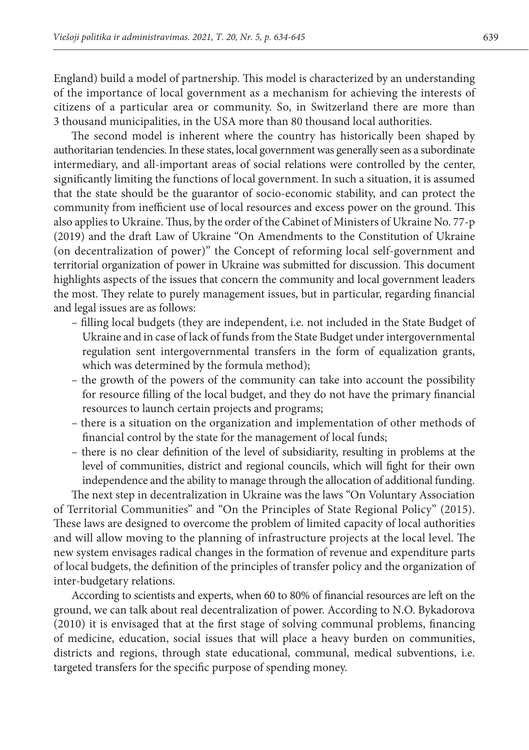England) build a model of partnership. This model is characterized by an understanding of the importance of local government as a mechanism for achieving the interests of citizens of a particular area or community. So, in Switzerland there are more than 3 thousand municipalities, in the USA more than 80 thousand local authorities.

The second model is inherent where the country has historically been shaped by authoritarian tendencies. In these states, local government was generally seen as a subordinate intermediary, and all-important areas of social relations were controlled by the center, significantly limiting the functions of local government. In such a situation, it is assumed that the state should be the guarantor of socio-economic stability, and can protect the community from inefficient use of local resources and excess power on the ground. This also applies to Ukraine. Thus, by the order of the Cabinet of Ministers of Ukraine No. 77-p (2019) and the draft Law of Ukraine "On Amendments to the Constitution of Ukraine (on decentralization of power)" the Concept of reforming local self-government and territorial organization of power in Ukraine was submitted for discussion. This document highlights aspects of the issues that concern the community and local government leaders the most. They relate to purely management issues, but in particular, regarding financial and legal issues are as follows:

- filling local budgets (they are independent, i.e. not included in the State Budget of Ukraine and in case of lack of funds from the State Budget under intergovernmental regulation sent intergovernmental transfers in the form of equalization grants, which was determined by the formula method);
- the growth of the powers of the community can take into account the possibility for resource filling of the local budget, and they do not have the primary financial resources to launch certain projects and programs;
- there is a situation on the organization and implementation of other methods of financial control by the state for the management of local funds;
- there is no clear definition of the level of subsidiarity, resulting in problems at the level of communities, district and regional councils, which will fight for their own independence and the ability to manage through the allocation of additional funding.

The next step in decentralization in Ukraine was the laws "On Voluntary Association of Territorial Communities" and "On the Principles of State Regional Policy" (2015). These laws are designed to overcome the problem of limited capacity of local authorities and will allow moving to the planning of infrastructure projects at the local level. The new system envisages radical changes in the formation of revenue and expenditure parts of local budgets, the definition of the principles of transfer policy and the organization of inter-budgetary relations.

According to scientists and experts, when 60 to 80% of financial resources are left on the ground, we can talk about real decentralization of power. According to N.O. Bykadorova (2010) it is envisaged that at the first stage of solving communal problems, financing of medicine, education, social issues that will place a heavy burden on communities, districts and regions, through state educational, communal, medical subventions, i.e. targeted transfers for the specific purpose of spending money.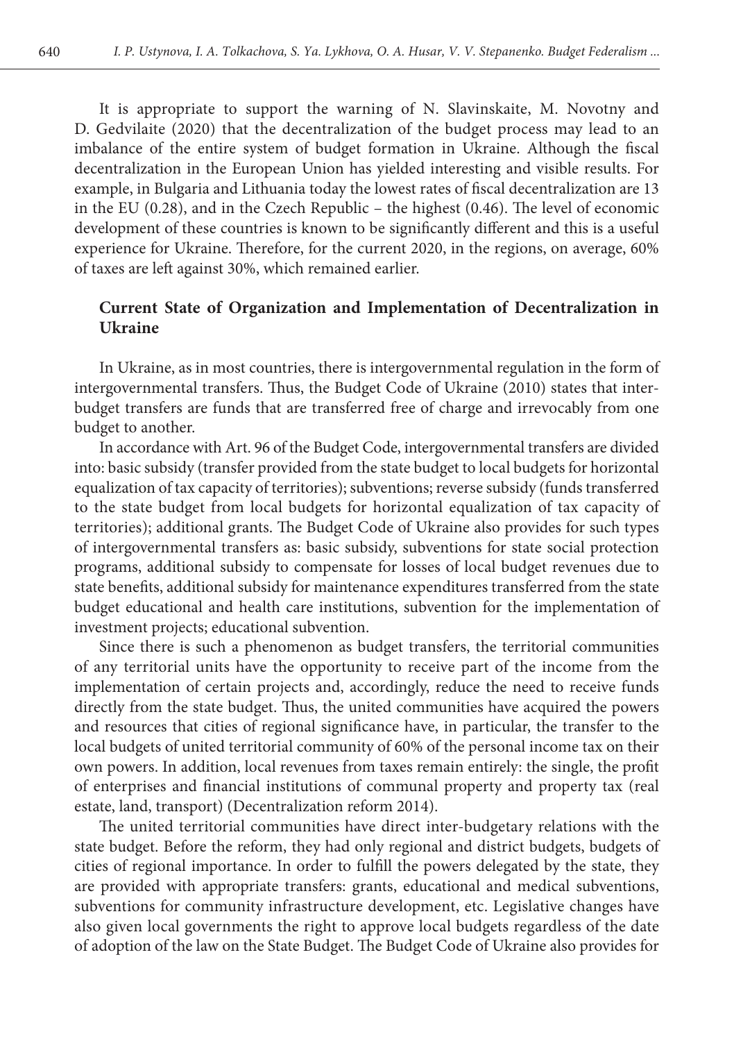It is appropriate to support the warning of N. Slavinskaite, M. Novotny and D. Gedvilaite (2020) that the decentralization of the budget process may lead to an imbalance of the entire system of budget formation in Ukraine. Although the fiscal decentralization in the European Union has yielded interesting and visible results. For example, in Bulgaria and Lithuania today the lowest rates of fiscal decentralization are 13 in the EU (0.28), and in the Czech Republic – the highest (0.46). The level of economic development of these countries is known to be significantly different and this is a useful experience for Ukraine. Therefore, for the current 2020, in the regions, on average, 60% of taxes are left against 30%, which remained earlier.

## Current State of Organization and Implementation of Decentralization in Ukraine

In Ukraine, as in most countries, there is intergovernmental regulation in the form of intergovernmental transfers. Thus, the Budget Code of Ukraine (2010) states that inter-budget transfers are funds that are transferred free of charge and irrevocably from one budget to another.

In accordance with Art. 96 of the Budget Code, intergovernmental transfers are divided into: basic subsidy (transfer provided from the state budget to local budgets for horizontal equalization of tax capacity of territories); subventions; reverse subsidy (funds transferred to the state budget from local budgets for horizontal equalization of tax capacity of territories); additional grants. The Budget Code of Ukraine also provides for such types of intergovernmental transfers as: basic subsidy, subventions for state social protection programs, additional subsidy to compensate for losses of local budget revenues due to state benefits, additional subsidy for maintenance expenditures transferred from the state budget educational and health care institutions, subvention for the implementation of investment projects; educational subvention.

Since there is such a phenomenon as budget transfers, the territorial communities of any territorial units have the opportunity to receive part of the income from the implementation of certain projects and, accordingly, reduce the need to receive funds directly from the state budget. Thus, the united communities have acquired the powers and resources that cities of regional significance have, in particular, the transfer to the local budgets of united territorial community of 60% of the personal income tax on their own powers. In addition, local revenues from taxes remain entirely: the single, the profit of enterprises and financial institutions of communal property and property tax (real estate, land, transport) (Decentralization reform 2014).

The united territorial communities have direct inter-budgetary relations with the state budget. Before the reform, they had only regional and district budgets, budgets of cities of regional importance. In order to fulfill the powers delegated by the state, they are provided with appropriate transfers: grants, educational and medical subventions, subventions for community infrastructure development, etc. Legislative changes have also given local governments the right to approve local budgets regardless of the date of adoption of the law on the State Budget. The Budget Code of Ukraine also provides for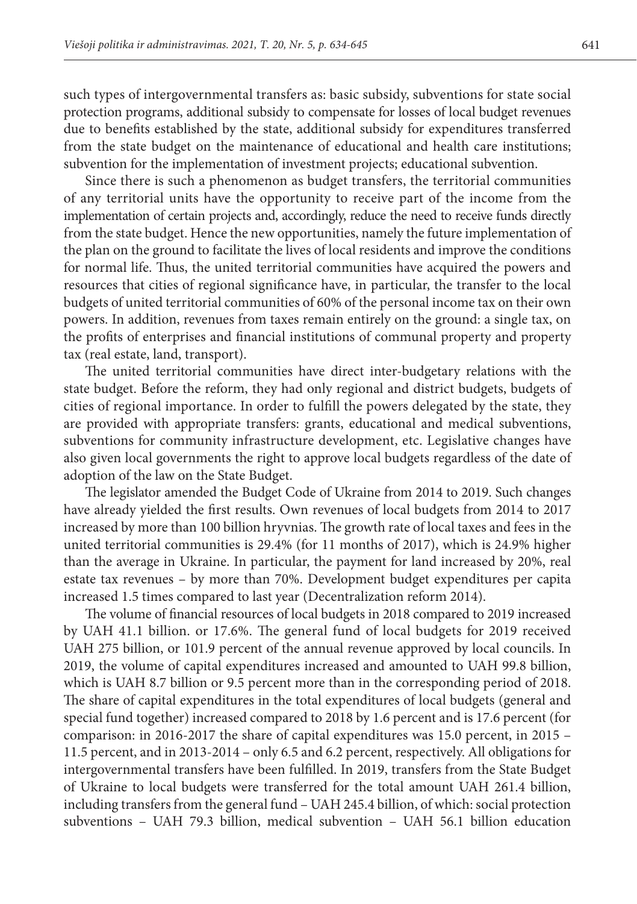such types of intergovernmental transfers as: basic subsidy, subventions for state social protection programs, additional subsidy to compensate for losses of local budget revenues due to benefits established by the state, additional subsidy for expenditures transferred from the state budget on the maintenance of educational and health care institutions; subvention for the implementation of investment projects; educational subvention.

Since there is such a phenomenon as budget transfers, the territorial communities of any territorial units have the opportunity to receive part of the income from the implementation of certain projects and, accordingly, reduce the need to receive funds directly from the state budget. Hence the new opportunities, namely the future implementation of the plan on the ground to facilitate the lives of local residents and improve the conditions for normal life. Thus, the united territorial communities have acquired the powers and resources that cities of regional significance have, in particular, the transfer to the local budgets of united territorial communities of 60% of the personal income tax on their own powers. In addition, revenues from taxes remain entirely on the ground: a single tax, on the profits of enterprises and financial institutions of communal property and property tax (real estate, land, transport).

The united territorial communities have direct inter-budgetary relations with the state budget. Before the reform, they had only regional and district budgets, budgets of cities of regional importance. In order to fulfill the powers delegated by the state, they are provided with appropriate transfers: grants, educational and medical subventions, subventions for community infrastructure development, etc. Legislative changes have also given local governments the right to approve local budgets regardless of the date of adoption of the law on the State Budget.

The legislator amended the Budget Code of Ukraine from 2014 to 2019. Such changes have already yielded the first results. Own revenues of local budgets from 2014 to 2017 increased by more than 100 billion hryvnias. The growth rate of local taxes and fees in the united territorial communities is 29.4% (for 11 months of 2017), which is 24.9% higher than the average in Ukraine. In particular, the payment for land increased by 20%, real estate tax revenues – by more than 70%. Development budget expenditures per capita increased 1.5 times compared to last year (Decentralization reform 2014).

The volume of financial resources of local budgets in 2018 compared to 2019 increased by UAH 41.1 billion. or 17.6%. The general fund of local budgets for 2019 received UAH 275 billion, or 101.9 percent of the annual revenue approved by local councils. In 2019, the volume of capital expenditures increased and amounted to UAH 99.8 billion, which is UAH 8.7 billion or 9.5 percent more than in the corresponding period of 2018. The share of capital expenditures in the total expenditures of local budgets (general and special fund together) increased compared to 2018 by 1.6 percent and is 17.6 percent (for comparison: in 2016-2017 the share of capital expenditures was 15.0 percent, in 2015 – 11.5 percent, and in 2013-2014 – only 6.5 and 6.2 percent, respectively. All obligations for intergovernmental transfers have been fulfilled. In 2019, transfers from the State Budget of Ukraine to local budgets were transferred for the total amount UAH 261.4 billion, including transfers from the general fund – UAH 245.4 billion, of which: social protection subventions – UAH 79.3 billion, medical subvention – UAH 56.1 billion education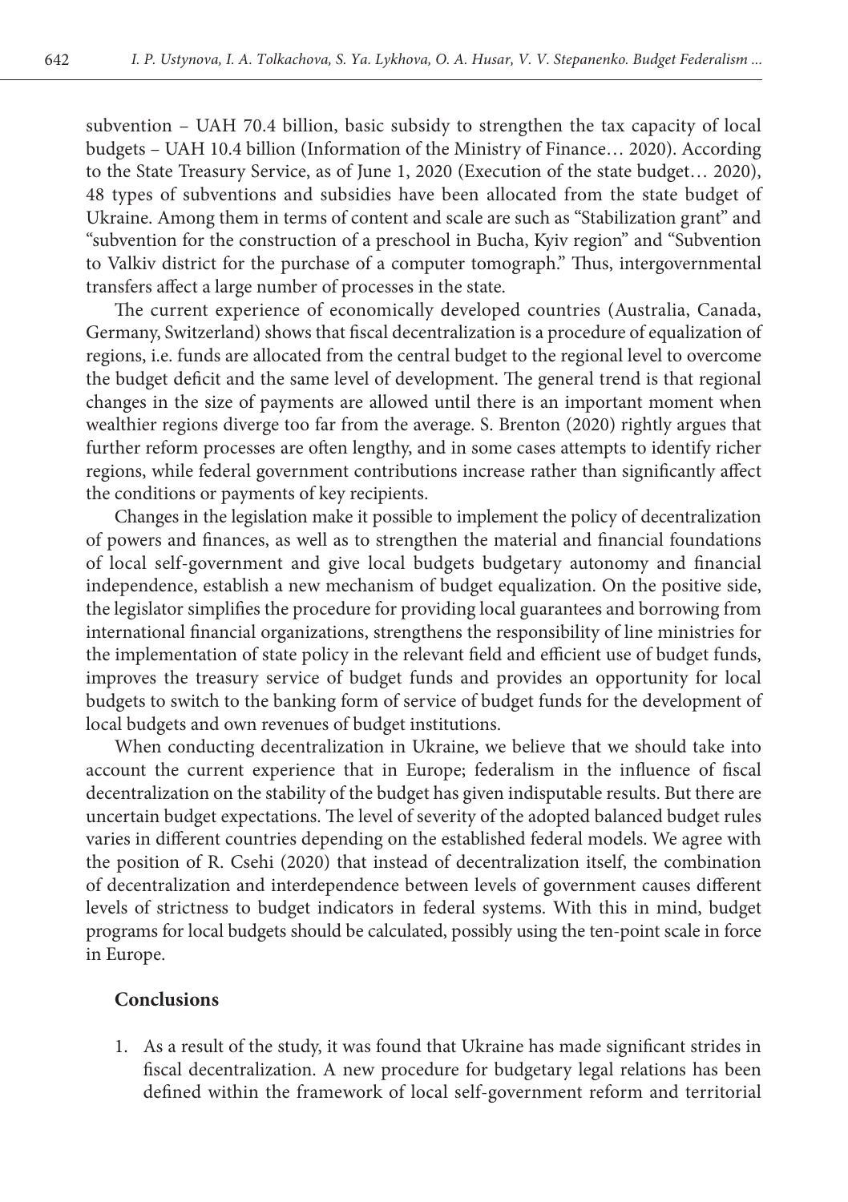subvention – UAH 70.4 billion, basic subsidy to strengthen the tax capacity of local budgets – UAH 10.4 billion (Information of the Ministry of Finance… 2020). According to the State Treasury Service, as of June 1, 2020 (Execution of the state budget… 2020), 48 types of subventions and subsidies have been allocated from the state budget of Ukraine. Among them in terms of content and scale are such as "Stabilization grant" and "subvention for the construction of a preschool in Bucha, Kyiv region" and "Subvention to Valkiv district for the purchase of a computer tomograph." Thus, intergovernmental transfers affect a large number of processes in the state.

The current experience of economically developed countries (Australia, Canada, Germany, Switzerland) shows that fiscal decentralization is a procedure of equalization of regions, i.e. funds are allocated from the central budget to the regional level to overcome the budget deficit and the same level of development. The general trend is that regional changes in the size of payments are allowed until there is an important moment when wealthier regions diverge too far from the average. S. Brenton (2020) rightly argues that further reform processes are often lengthy, and in some cases attempts to identify richer regions, while federal government contributions increase rather than significantly affect the conditions or payments of key recipients.

Changes in the legislation make it possible to implement the policy of decentralization of powers and finances, as well as to strengthen the material and financial foundations of local self-government and give local budgets budgetary autonomy and financial independence, establish a new mechanism of budget equalization. On the positive side, the legislator simplifies the procedure for providing local guarantees and borrowing from international financial organizations, strengthens the responsibility of line ministries for the implementation of state policy in the relevant field and efficient use of budget funds, improves the treasury service of budget funds and provides an opportunity for local budgets to switch to the banking form of service of budget funds for the development of local budgets and own revenues of budget institutions.

When conducting decentralization in Ukraine, we believe that we should take into account the current experience that in Europe; federalism in the influence of fiscal decentralization on the stability of the budget has given indisputable results. But there are uncertain budget expectations. The level of severity of the adopted balanced budget rules varies in different countries depending on the established federal models. We agree with the position of R. Csehi (2020) that instead of decentralization itself, the combination of decentralization and interdependence between levels of government causes different levels of strictness to budget indicators in federal systems. With this in mind, budget programs for local budgets should be calculated, possibly using the ten-point scale in force in Europe.

## Conclusions

1. As a result of the study, it was found that Ukraine has made significant strides in fiscal decentralization. A new procedure for budgetary legal relations has been defined within the framework of local self-government reform and territorial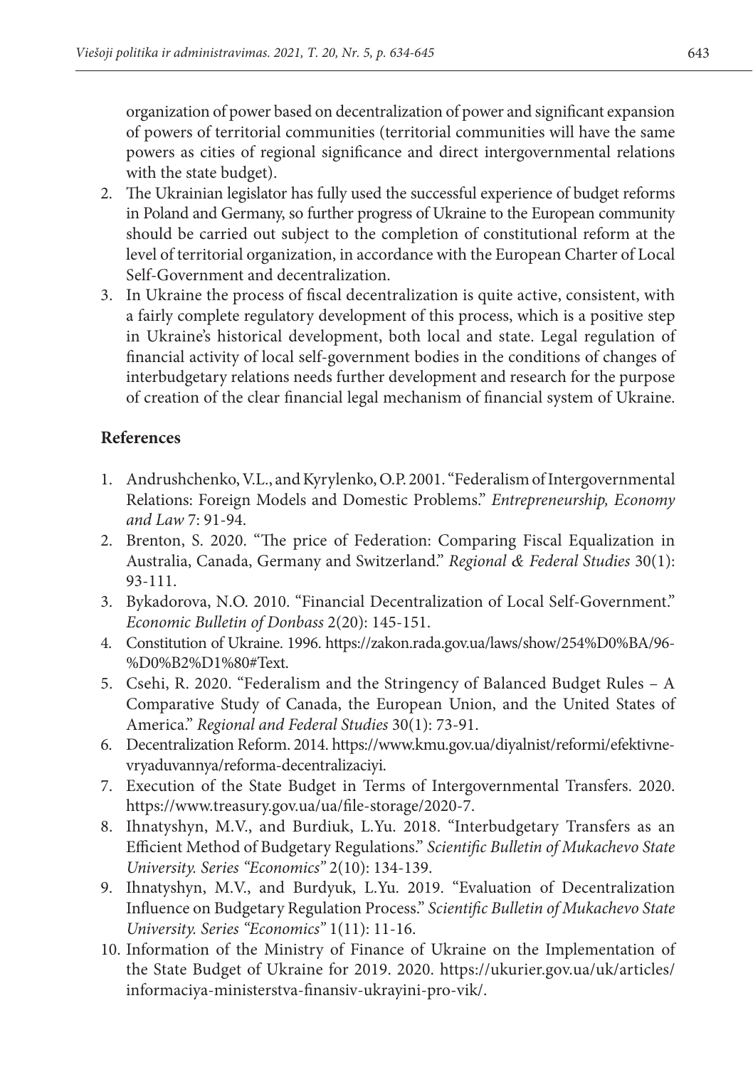organization of power based on decentralization of power and significant expansion of powers of territorial communities (territorial communities will have the same powers as cities of regional significance and direct intergovernmental relations with the state budget).

2. The Ukrainian legislator has fully used the successful experience of budget reforms in Poland and Germany, so further progress of Ukraine to the European community should be carried out subject to the completion of constitutional reform at the level of territorial organization, in accordance with the European Charter of Local Self-Government and decentralization.
3. In Ukraine the process of fiscal decentralization is quite active, consistent, with a fairly complete regulatory development of this process, which is a positive step in Ukraine's historical development, both local and state. Legal regulation of financial activity of local self-government bodies in the conditions of changes of interbudgetary relations needs further development and research for the purpose of creation of the clear financial legal mechanism of financial system of Ukraine.

## References

1. Andrushchenko, V.L., and Kyrylenko, O.P. 2001. "Federalism of Intergovernmental Relations: Foreign Models and Domestic Problems." *Entrepreneurship, Economy and Law* 7: 91-94.
2. Brenton, S. 2020. "The price of Federation: Comparing Fiscal Equalization in Australia, Canada, Germany and Switzerland." *Regional & Federal Studies* 30(1): 93-111.
3. Bykadorova, N.O. 2010. "Financial Decentralization of Local Self-Government." *Economic Bulletin of Donbass* 2(20): 145-151.
4. Constitution of Ukraine. 1996. https://zakon.rada.gov.ua/laws/show/254%D0%BA/96-%D0%B2%D1%80#Text.
5. Csehi, R. 2020. "Federalism and the Stringency of Balanced Budget Rules – A Comparative Study of Canada, the European Union, and the United States of America." *Regional and Federal Studies* 30(1): 73-91.
6. Decentralization Reform. 2014. https://www.kmu.gov.ua/diyalnist/reformi/efektivne-vryaduvannya/reforma-decentralizaciyi.
7. Execution of the State Budget in Terms of Intergovernmental Transfers. 2020. https://www.treasury.gov.ua/ua/file-storage/2020-7.
8. Ihnatyshyn, M.V., and Burdiuk, L.Yu. 2018. "Interbudgetary Transfers as an Efficient Method of Budgetary Regulations." *Scientific Bulletin of Mukachevo State University. Series "Economics"* 2(10): 134-139.
9. Ihnatyshyn, M.V., and Burdyuk, L.Yu. 2019. "Evaluation of Decentralization Influence on Budgetary Regulation Process." *Scientific Bulletin of Mukachevo State University. Series "Economics"* 1(11): 11-16.
10. Information of the Ministry of Finance of Ukraine on the Implementation of the State Budget of Ukraine for 2019. 2020. https://ukurier.gov.ua/uk/articles/informaciya-ministerstva-finansiv-ukrayini-pro-vik/.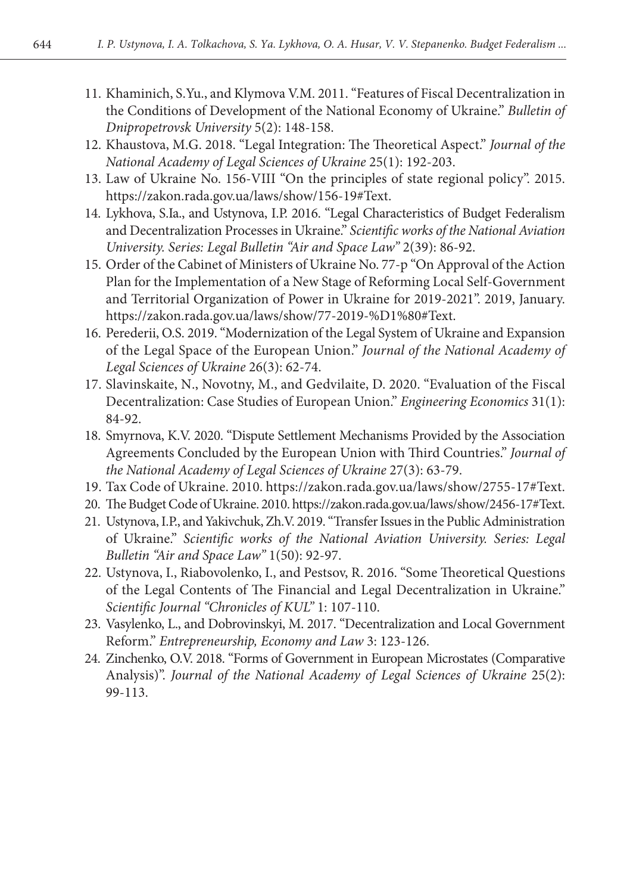11. Khaminich, S.Yu., and Klymova V.M. 2011. "Features of Fiscal Decentralization in the Conditions of Development of the National Economy of Ukraine." *Bulletin of Dnipropetrovsk University* 5(2): 148-158.
12. Khaustova, M.G. 2018. "Legal Integration: The Theoretical Aspect." *Journal of the National Academy of Legal Sciences of Ukraine* 25(1): 192-203.
13. Law of Ukraine No. 156-VIII "On the principles of state regional policy". 2015. https://zakon.rada.gov.ua/laws/show/156-19#Text.
14. Lykhova, S.Ia., and Ustynova, I.P. 2016. "Legal Characteristics of Budget Federalism and Decentralization Processes in Ukraine." *Scientific works of the National Aviation University. Series: Legal Bulletin "Air and Space Law"* 2(39): 86-92.
15. Order of the Cabinet of Ministers of Ukraine No. 77-p "On Approval of the Action Plan for the Implementation of a New Stage of Reforming Local Self-Government and Territorial Organization of Power in Ukraine for 2019-2021". 2019, January. https://zakon.rada.gov.ua/laws/show/77-2019-%D1%80#Text.
16. Perederii, O.S. 2019. "Modernization of the Legal System of Ukraine and Expansion of the Legal Space of the European Union." *Journal of the National Academy of Legal Sciences of Ukraine* 26(3): 62-74.
17. Slavinskaite, N., Novotny, M., and Gedvilaite, D. 2020. "Evaluation of the Fiscal Decentralization: Case Studies of European Union." *Engineering Economics* 31(1): 84-92.
18. Smyrnova, K.V. 2020. "Dispute Settlement Mechanisms Provided by the Association Agreements Concluded by the European Union with Third Countries." *Journal of the National Academy of Legal Sciences of Ukraine* 27(3): 63-79.
19. Tax Code of Ukraine. 2010. https://zakon.rada.gov.ua/laws/show/2755-17#Text.
20. The Budget Code of Ukraine. 2010. https://zakon.rada.gov.ua/laws/show/2456-17#Text.
21. Ustynova, I.P., and Yakivchuk, Zh.V. 2019. "Transfer Issues in the Public Administration of Ukraine." *Scientific works of the National Aviation University. Series: Legal Bulletin "Air and Space Law"* 1(50): 92-97.
22. Ustynova, I., Riabovolenko, I., and Pestsov, R. 2016. "Some Theoretical Questions of the Legal Contents of The Financial and Legal Decentralization in Ukraine." *Scientific Journal "Chronicles of KUL"* 1: 107-110.
23. Vasylenko, L., and Dobrovinskyi, M. 2017. "Decentralization and Local Government Reform." *Entrepreneurship, Economy and Law* 3: 123-126.
24. Zinchenko, O.V. 2018. "Forms of Government in European Microstates (Comparative Analysis)". *Journal of the National Academy of Legal Sciences of Ukraine* 25(2): 99-113.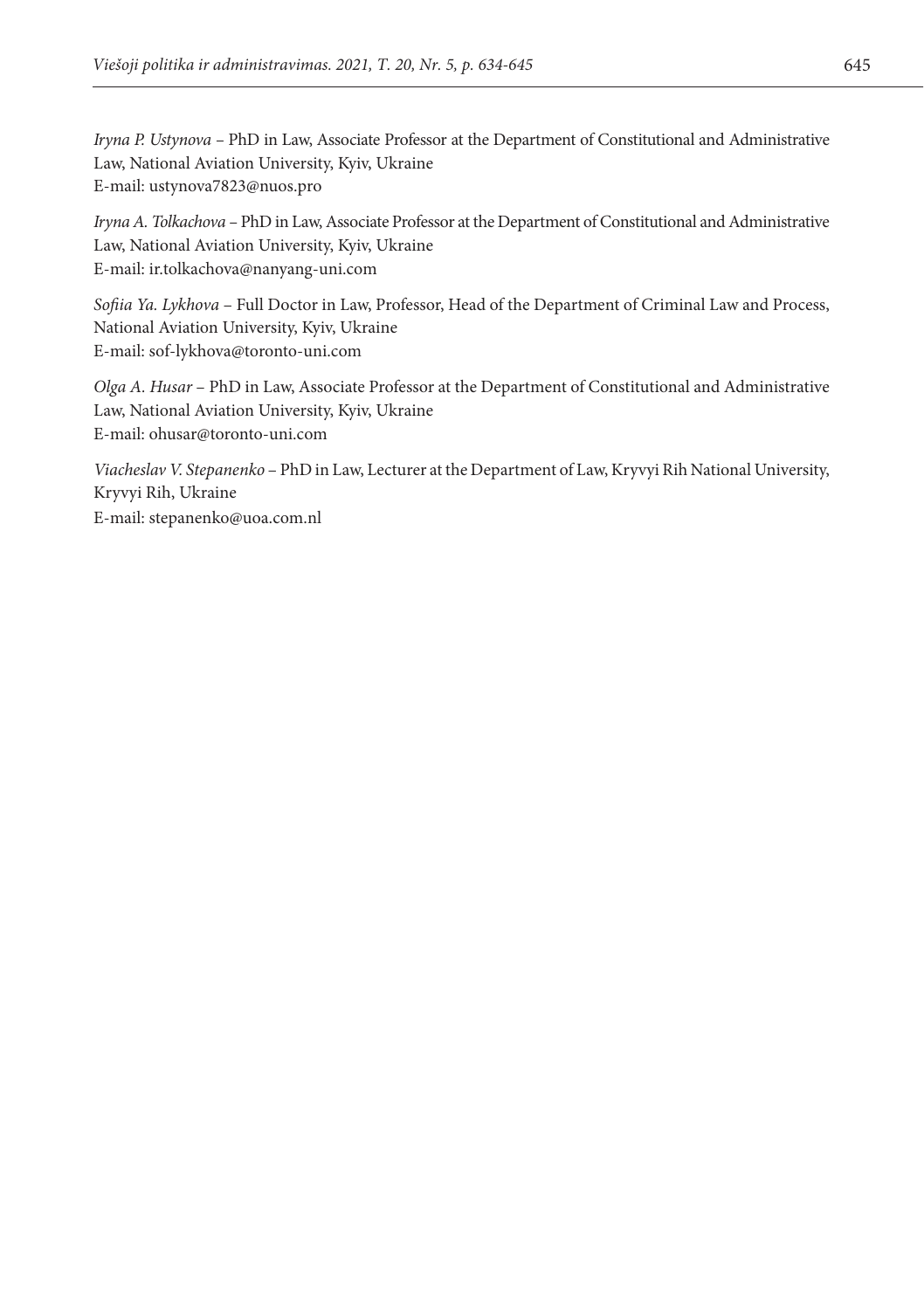*Iryna P. Ustynova* – PhD in Law, Associate Professor at the Department of Constitutional and Administrative Law, National Aviation University, Kyiv, Ukraine
E-mail: ustynova7823@nuos.pro

*Iryna A. Tolkachova* – PhD in Law, Associate Professor at the Department of Constitutional and Administrative Law, National Aviation University, Kyiv, Ukraine
E-mail: ir.tolkachova@nanyang-uni.com

*Sofiia Ya. Lykhova* – Full Doctor in Law, Professor, Head of the Department of Criminal Law and Process, National Aviation University, Kyiv, Ukraine
E-mail: sof-lykhova@toronto-uni.com

*Olga A. Husar* – PhD in Law, Associate Professor at the Department of Constitutional and Administrative Law, National Aviation University, Kyiv, Ukraine
E-mail: ohusar@toronto-uni.com

*Viacheslav V. Stepanenko* – PhD in Law, Lecturer at the Department of Law, Kryvyi Rih National University, Kryvyi Rih, Ukraine
E-mail: stepanenko@uoa.com.nl